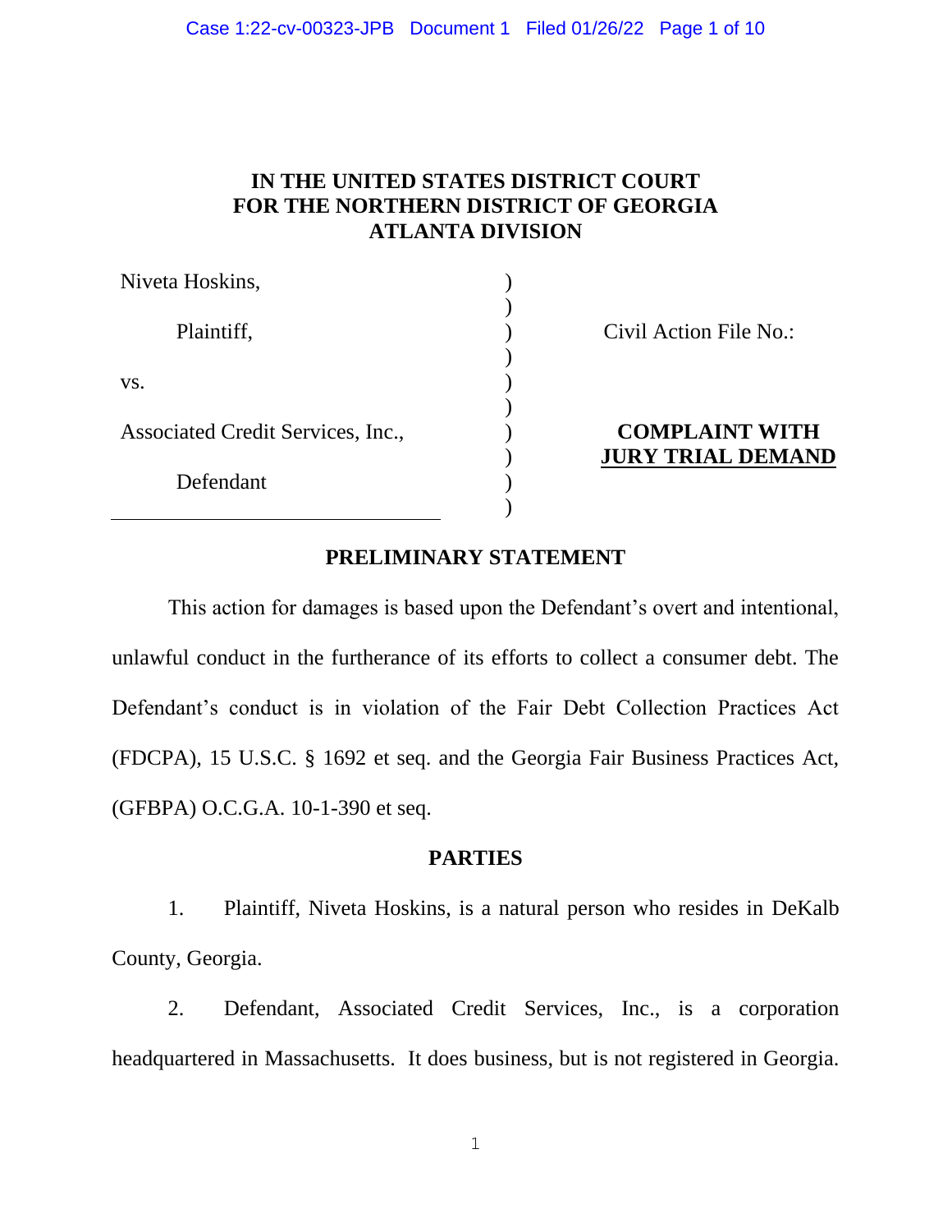**IN THE UNITED STATES DISTRICT COURT**
**FOR THE NORTHERN DISTRICT OF GEORGIA**
**ATLANTA DIVISION**

| | | |
|---|---|---|
| Niveta Hoskins, | ) | |
| | ) | |
| Plaintiff, | ) | Civil Action File No.: |
| | ) | |
| vs. | ) | |
| | ) | |
| Associated Credit Services, Inc., | ) | **COMPLAINT WITH** |
| | ) | **JURY TRIAL DEMAND** |
| Defendant | ) | |
| | ) | |

## PRELIMINARY STATEMENT

This action for damages is based upon the Defendant's overt and intentional, unlawful conduct in the furtherance of its efforts to collect a consumer debt. The Defendant's conduct is in violation of the Fair Debt Collection Practices Act (FDCPA), 15 U.S.C. § 1692 et seq. and the Georgia Fair Business Practices Act, (GFBPA) O.C.G.A. 10-1-390 et seq.

## PARTIES

1. Plaintiff, Niveta Hoskins, is a natural person who resides in DeKalb County, Georgia.

2. Defendant, Associated Credit Services, Inc., is a corporation headquartered in Massachusetts. It does business, but is not registered in Georgia.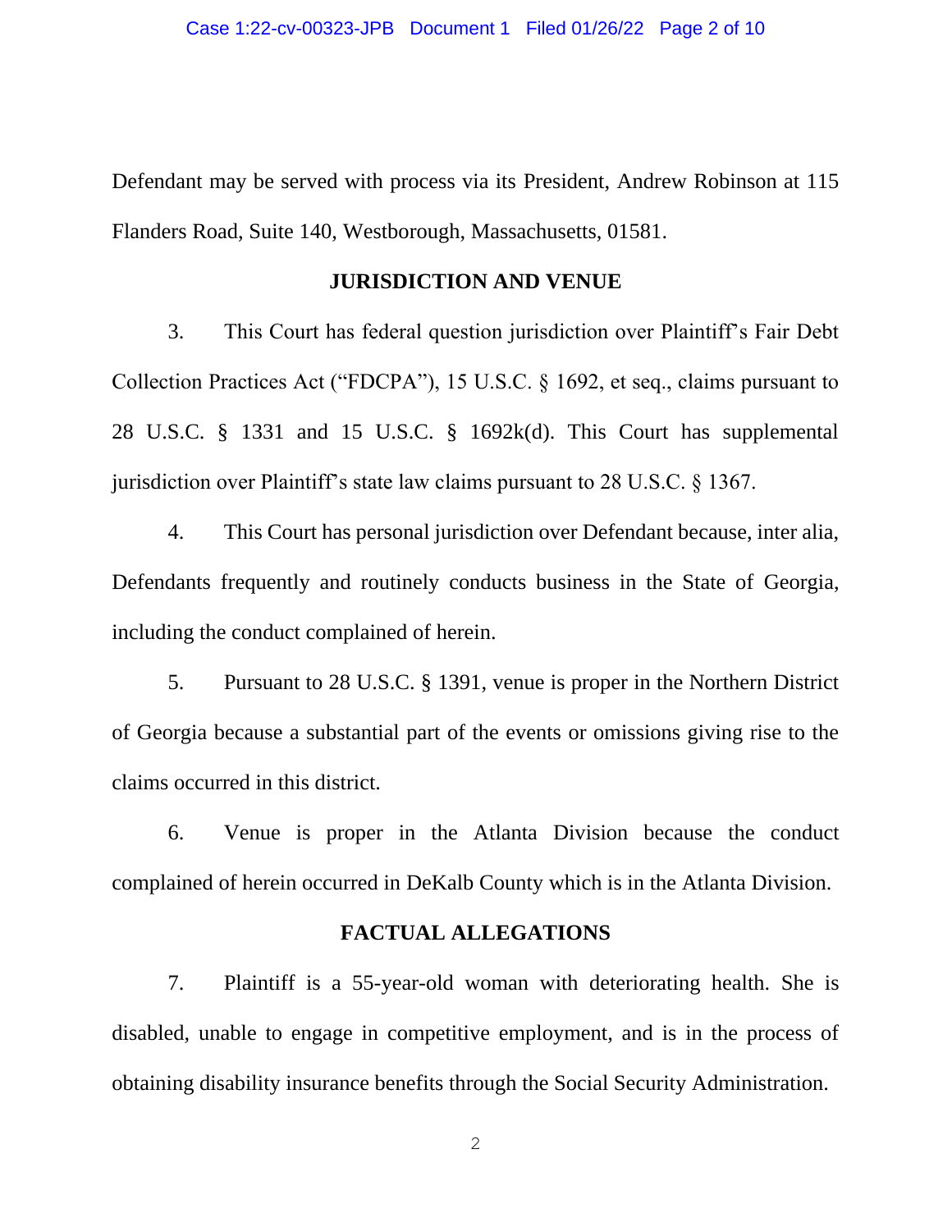Defendant may be served with process via its President, Andrew Robinson at 115 Flanders Road, Suite 140, Westborough, Massachusetts, 01581.

## JURISDICTION AND VENUE

3. This Court has federal question jurisdiction over Plaintiff's Fair Debt Collection Practices Act ("FDCPA"), 15 U.S.C. § 1692, et seq., claims pursuant to 28 U.S.C. § 1331 and 15 U.S.C. § 1692k(d). This Court has supplemental jurisdiction over Plaintiff's state law claims pursuant to 28 U.S.C. § 1367.

4. This Court has personal jurisdiction over Defendant because, inter alia, Defendants frequently and routinely conducts business in the State of Georgia, including the conduct complained of herein.

5. Pursuant to 28 U.S.C. § 1391, venue is proper in the Northern District of Georgia because a substantial part of the events or omissions giving rise to the claims occurred in this district.

6. Venue is proper in the Atlanta Division because the conduct complained of herein occurred in DeKalb County which is in the Atlanta Division.

## FACTUAL ALLEGATIONS

7. Plaintiff is a 55-year-old woman with deteriorating health. She is disabled, unable to engage in competitive employment, and is in the process of obtaining disability insurance benefits through the Social Security Administration.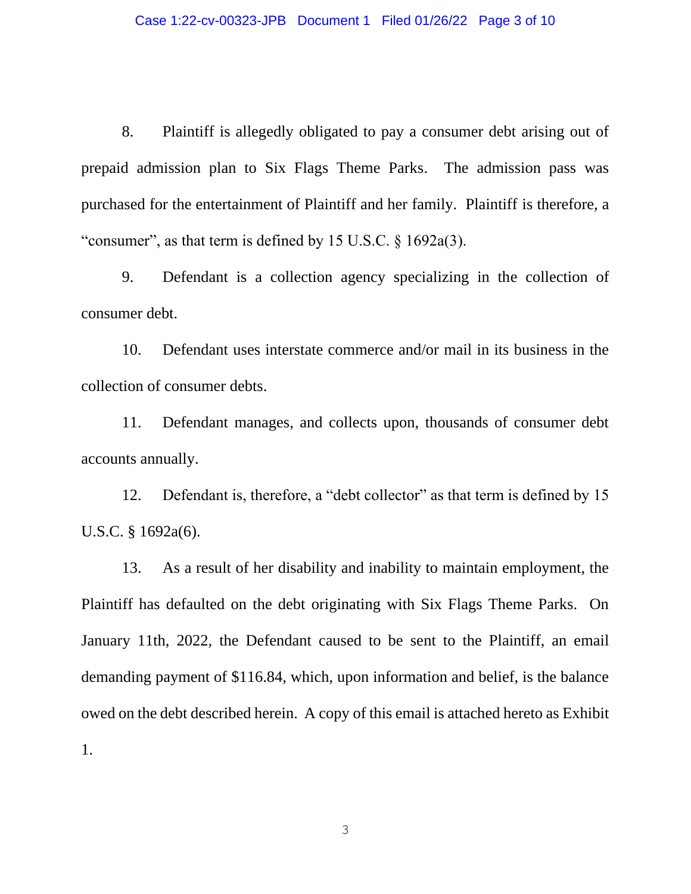8. Plaintiff is allegedly obligated to pay a consumer debt arising out of prepaid admission plan to Six Flags Theme Parks. The admission pass was purchased for the entertainment of Plaintiff and her family. Plaintiff is therefore, a "consumer", as that term is defined by 15 U.S.C. § 1692a(3).

9. Defendant is a collection agency specializing in the collection of consumer debt.

10. Defendant uses interstate commerce and/or mail in its business in the collection of consumer debts.

11. Defendant manages, and collects upon, thousands of consumer debt accounts annually.

12. Defendant is, therefore, a "debt collector" as that term is defined by 15 U.S.C. § 1692a(6).

13. As a result of her disability and inability to maintain employment, the Plaintiff has defaulted on the debt originating with Six Flags Theme Parks. On January 11th, 2022, the Defendant caused to be sent to the Plaintiff, an email demanding payment of $116.84, which, upon information and belief, is the balance owed on the debt described herein. A copy of this email is attached hereto as Exhibit 1.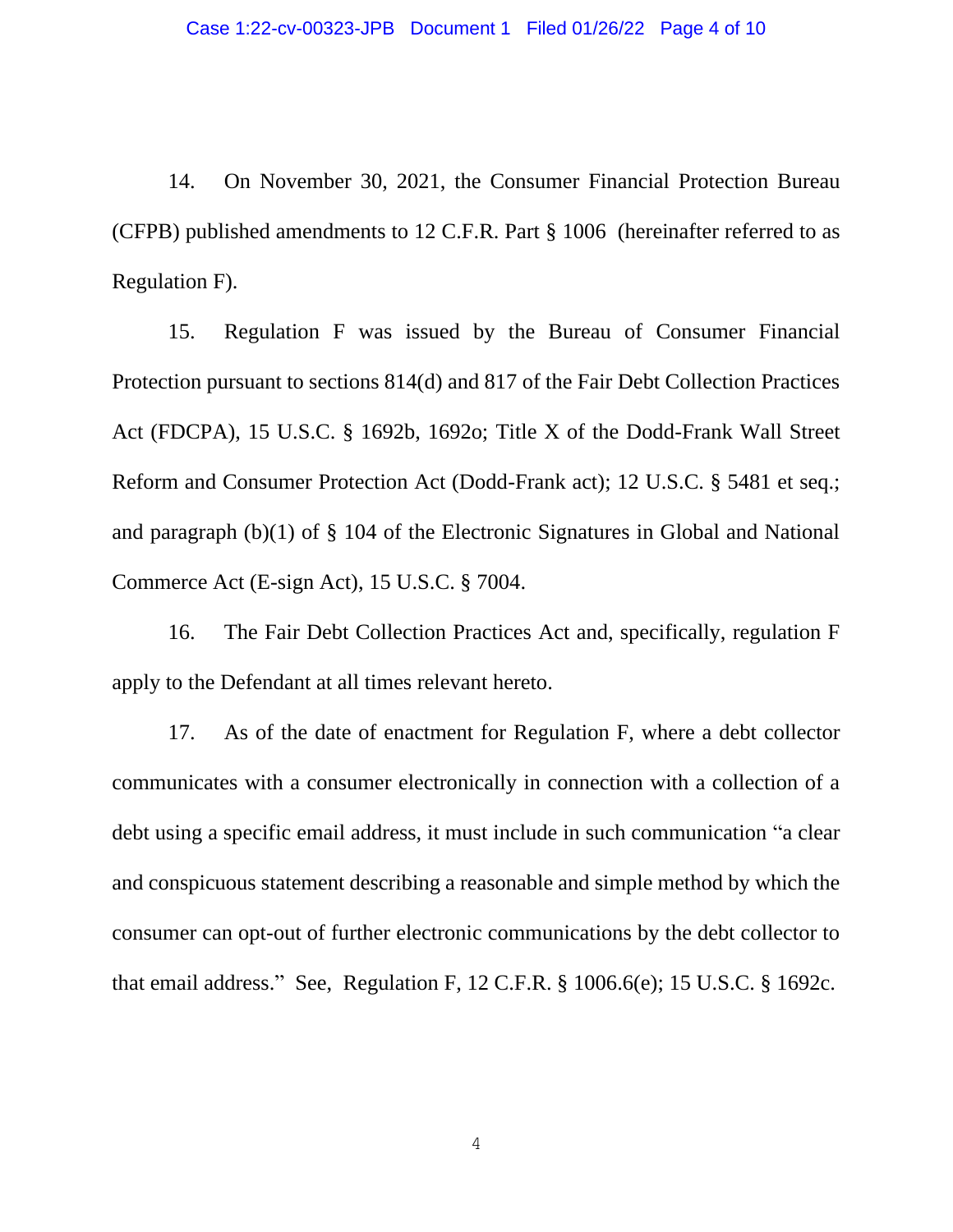14. On November 30, 2021, the Consumer Financial Protection Bureau (CFPB) published amendments to 12 C.F.R. Part § 1006 (hereinafter referred to as Regulation F).

15. Regulation F was issued by the Bureau of Consumer Financial Protection pursuant to sections 814(d) and 817 of the Fair Debt Collection Practices Act (FDCPA), 15 U.S.C. § 1692b, 1692o; Title X of the Dodd-Frank Wall Street Reform and Consumer Protection Act (Dodd-Frank act); 12 U.S.C. § 5481 et seq.; and paragraph (b)(1) of § 104 of the Electronic Signatures in Global and National Commerce Act (E-sign Act), 15 U.S.C. § 7004.

16. The Fair Debt Collection Practices Act and, specifically, regulation F apply to the Defendant at all times relevant hereto.

17. As of the date of enactment for Regulation F, where a debt collector communicates with a consumer electronically in connection with a collection of a debt using a specific email address, it must include in such communication "a clear and conspicuous statement describing a reasonable and simple method by which the consumer can opt-out of further electronic communications by the debt collector to that email address." See, Regulation F, 12 C.F.R. § 1006.6(e); 15 U.S.C. § 1692c.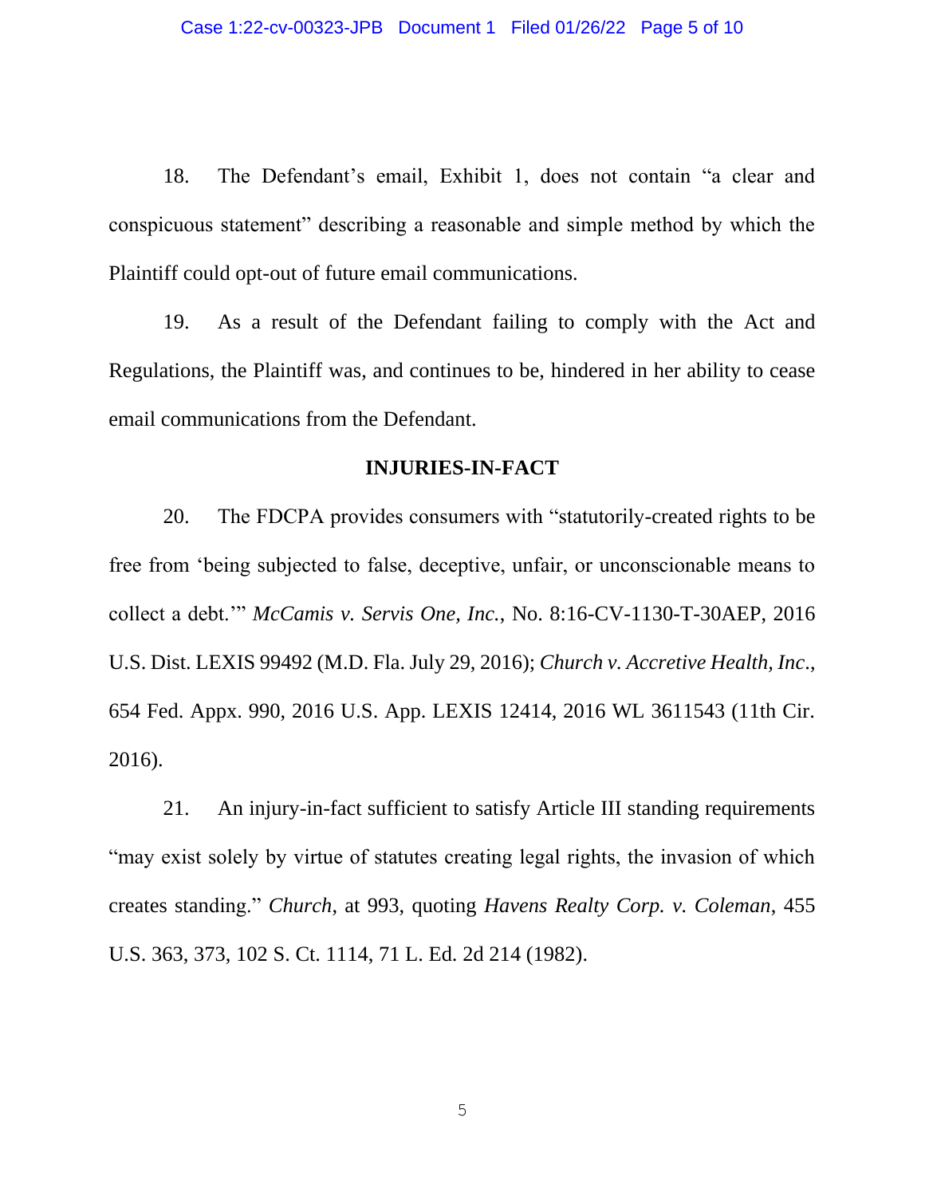18. The Defendant's email, Exhibit 1, does not contain "a clear and conspicuous statement" describing a reasonable and simple method by which the Plaintiff could opt-out of future email communications.

19. As a result of the Defendant failing to comply with the Act and Regulations, the Plaintiff was, and continues to be, hindered in her ability to cease email communications from the Defendant.

## INJURIES-IN-FACT

20. The FDCPA provides consumers with "statutorily-created rights to be free from 'being subjected to false, deceptive, unfair, or unconscionable means to collect a debt.'" *McCamis v. Servis One, Inc.*, No. 8:16-CV-1130-T-30AEP, 2016 U.S. Dist. LEXIS 99492 (M.D. Fla. July 29, 2016); *Church v. Accretive Health, Inc.*, 654 Fed. Appx. 990, 2016 U.S. App. LEXIS 12414, 2016 WL 3611543 (11th Cir. 2016).

21. An injury-in-fact sufficient to satisfy Article III standing requirements "may exist solely by virtue of statutes creating legal rights, the invasion of which creates standing." *Church*, at 993, quoting *Havens Realty Corp. v. Coleman*, 455 U.S. 363, 373, 102 S. Ct. 1114, 71 L. Ed. 2d 214 (1982).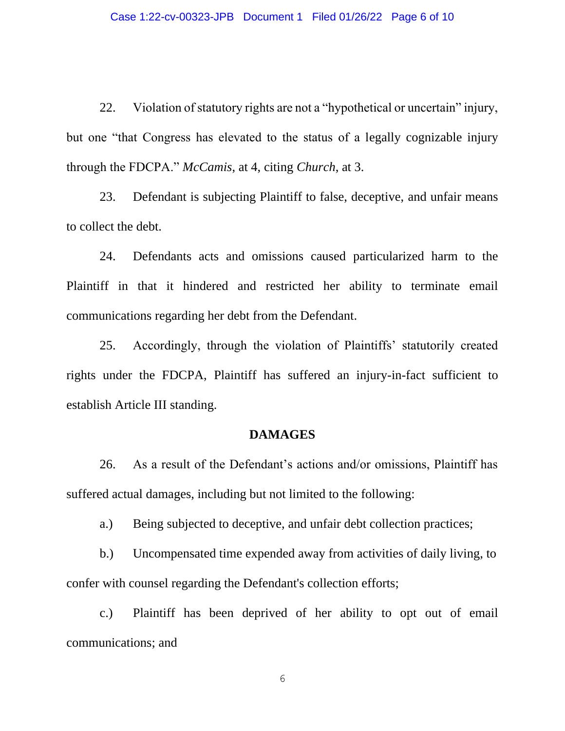22. Violation of statutory rights are not a "hypothetical or uncertain" injury, but one "that Congress has elevated to the status of a legally cognizable injury through the FDCPA." *McCamis,* at 4, citing *Church,* at 3.

23. Defendant is subjecting Plaintiff to false, deceptive, and unfair means to collect the debt.

24. Defendants acts and omissions caused particularized harm to the Plaintiff in that it hindered and restricted her ability to terminate email communications regarding her debt from the Defendant.

25. Accordingly, through the violation of Plaintiffs' statutorily created rights under the FDCPA, Plaintiff has suffered an injury-in-fact sufficient to establish Article III standing.

## DAMAGES

26. As a result of the Defendant's actions and/or omissions, Plaintiff has suffered actual damages, including but not limited to the following:

a.) Being subjected to deceptive, and unfair debt collection practices;

b.) Uncompensated time expended away from activities of daily living, to confer with counsel regarding the Defendant's collection efforts;

c.) Plaintiff has been deprived of her ability to opt out of email communications; and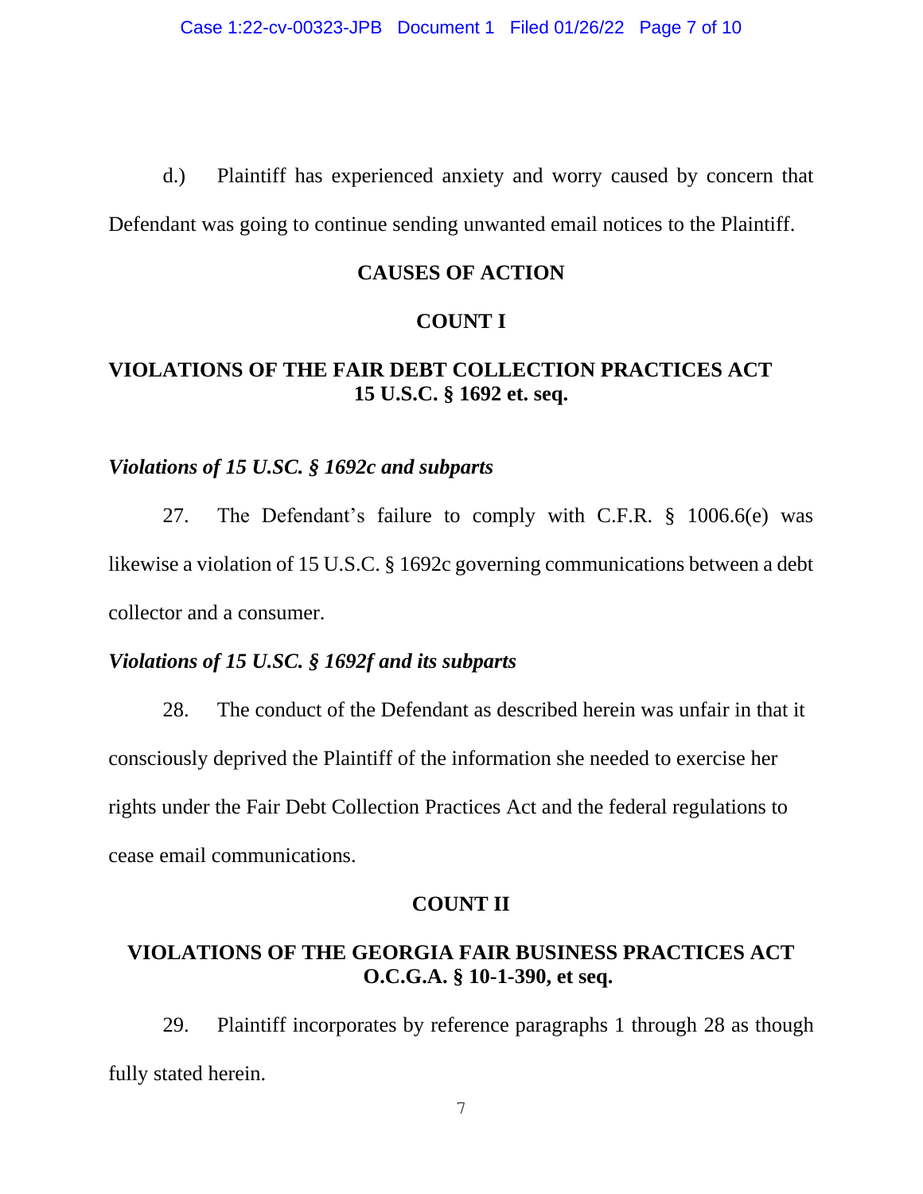d.) Plaintiff has experienced anxiety and worry caused by concern that Defendant was going to continue sending unwanted email notices to the Plaintiff.

## CAUSES OF ACTION

## COUNT I

## VIOLATIONS OF THE FAIR DEBT COLLECTION PRACTICES ACT 15 U.S.C. § 1692 et. seq.

***Violations of 15 U.SC. § 1692c and subparts***

27. The Defendant's failure to comply with C.F.R. § 1006.6(e) was likewise a violation of 15 U.S.C. § 1692c governing communications between a debt collector and a consumer.

***Violations of 15 U.SC. § 1692f and its subparts***

28. The conduct of the Defendant as described herein was unfair in that it consciously deprived the Plaintiff of the information she needed to exercise her rights under the Fair Debt Collection Practices Act and the federal regulations to cease email communications.

## COUNT II

## VIOLATIONS OF THE GEORGIA FAIR BUSINESS PRACTICES ACT O.C.G.A. § 10-1-390, et seq.

29. Plaintiff incorporates by reference paragraphs 1 through 28 as though fully stated herein.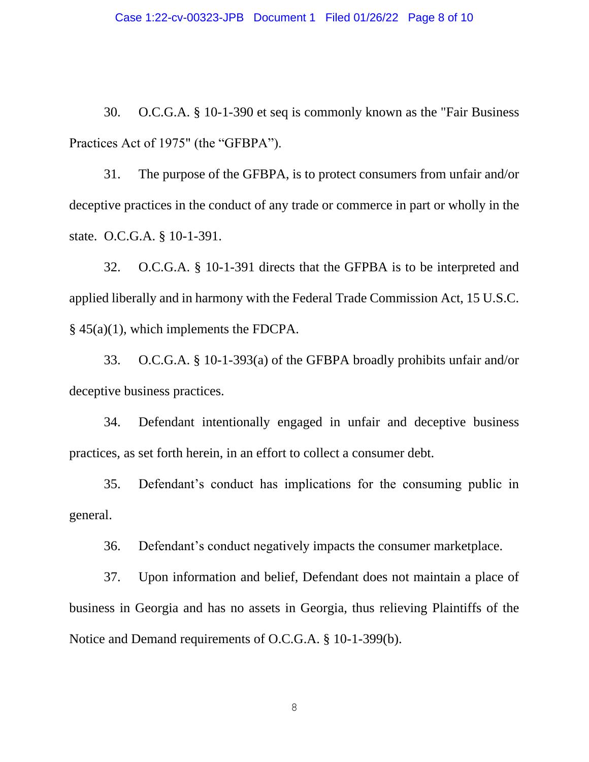30. O.C.G.A. § 10-1-390 et seq is commonly known as the "Fair Business Practices Act of 1975" (the "GFBPA").

31. The purpose of the GFBPA, is to protect consumers from unfair and/or deceptive practices in the conduct of any trade or commerce in part or wholly in the state. O.C.G.A. § 10-1-391.

32. O.C.G.A. § 10-1-391 directs that the GFPBA is to be interpreted and applied liberally and in harmony with the Federal Trade Commission Act, 15 U.S.C. § 45(a)(1), which implements the FDCPA.

33. O.C.G.A. § 10-1-393(a) of the GFBPA broadly prohibits unfair and/or deceptive business practices.

34. Defendant intentionally engaged in unfair and deceptive business practices, as set forth herein, in an effort to collect a consumer debt.

35. Defendant's conduct has implications for the consuming public in general.

36. Defendant's conduct negatively impacts the consumer marketplace.

37. Upon information and belief, Defendant does not maintain a place of business in Georgia and has no assets in Georgia, thus relieving Plaintiffs of the Notice and Demand requirements of O.C.G.A. § 10-1-399(b).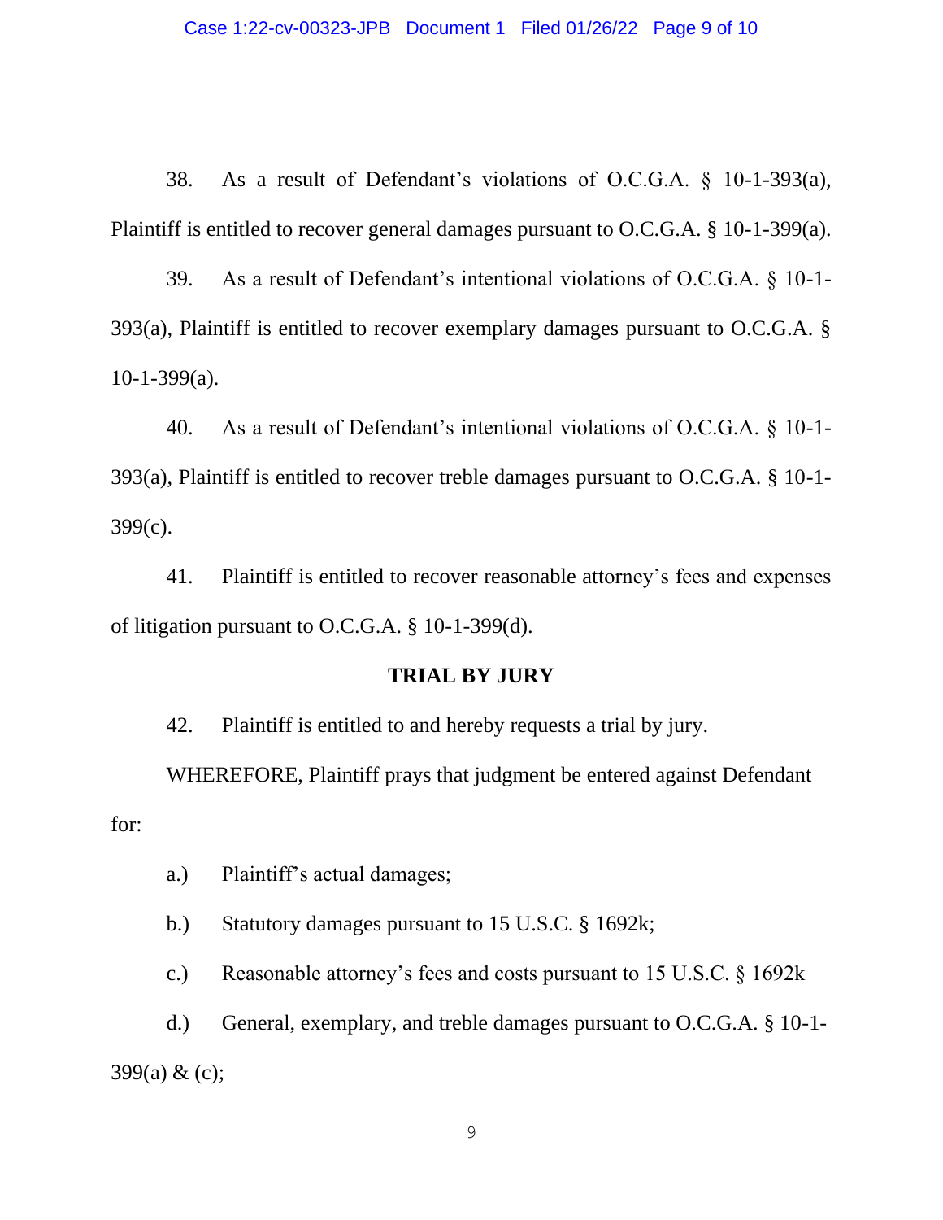38. As a result of Defendant's violations of O.C.G.A. § 10-1-393(a), Plaintiff is entitled to recover general damages pursuant to O.C.G.A. § 10-1-399(a).

39. As a result of Defendant's intentional violations of O.C.G.A. § 10-1-393(a), Plaintiff is entitled to recover exemplary damages pursuant to O.C.G.A. § 10-1-399(a).

40. As a result of Defendant's intentional violations of O.C.G.A. § 10-1-393(a), Plaintiff is entitled to recover treble damages pursuant to O.C.G.A. § 10-1-399(c).

41. Plaintiff is entitled to recover reasonable attorney's fees and expenses of litigation pursuant to O.C.G.A. § 10-1-399(d).

**TRIAL BY JURY**

42. Plaintiff is entitled to and hereby requests a trial by jury.

WHEREFORE, Plaintiff prays that judgment be entered against Defendant for:

a.) Plaintiff's actual damages;

b.) Statutory damages pursuant to 15 U.S.C. § 1692k;

c.) Reasonable attorney's fees and costs pursuant to 15 U.S.C. § 1692k

d.) General, exemplary, and treble damages pursuant to O.C.G.A. § 10-1-399(a) & (c);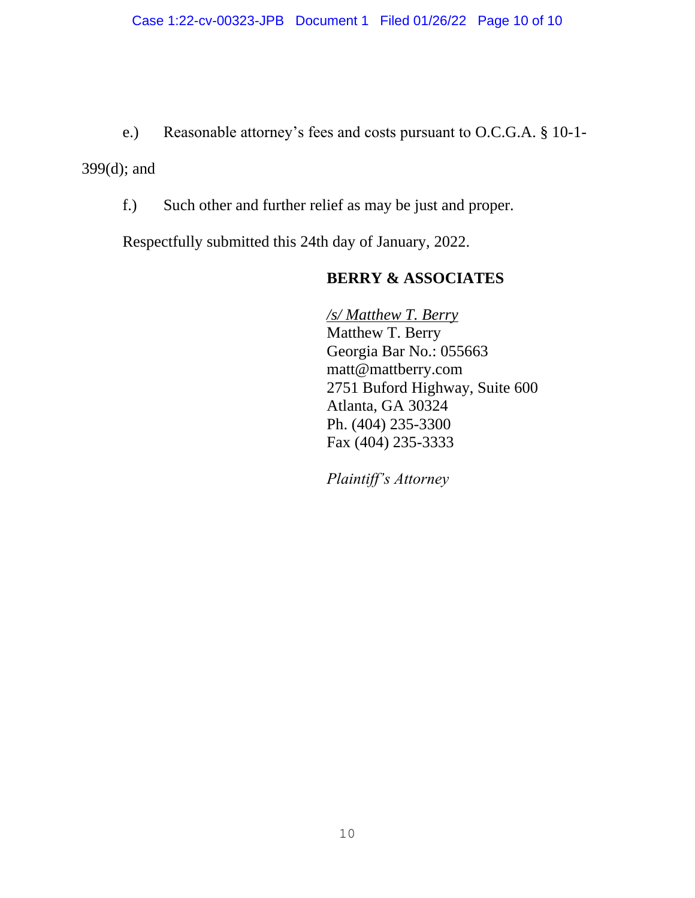e.) Reasonable attorney's fees and costs pursuant to O.C.G.A. § 10-1-399(d); and

f.) Such other and further relief as may be just and proper.

Respectfully submitted this 24th day of January, 2022.

**BERRY & ASSOCIATES**

*/s/ Matthew T. Berry*
Matthew T. Berry
Georgia Bar No.: 055663
matt@mattberry.com
2751 Buford Highway, Suite 600
Atlanta, GA 30324
Ph. (404) 235-3300
Fax (404) 235-3333

*Plaintiff's Attorney*